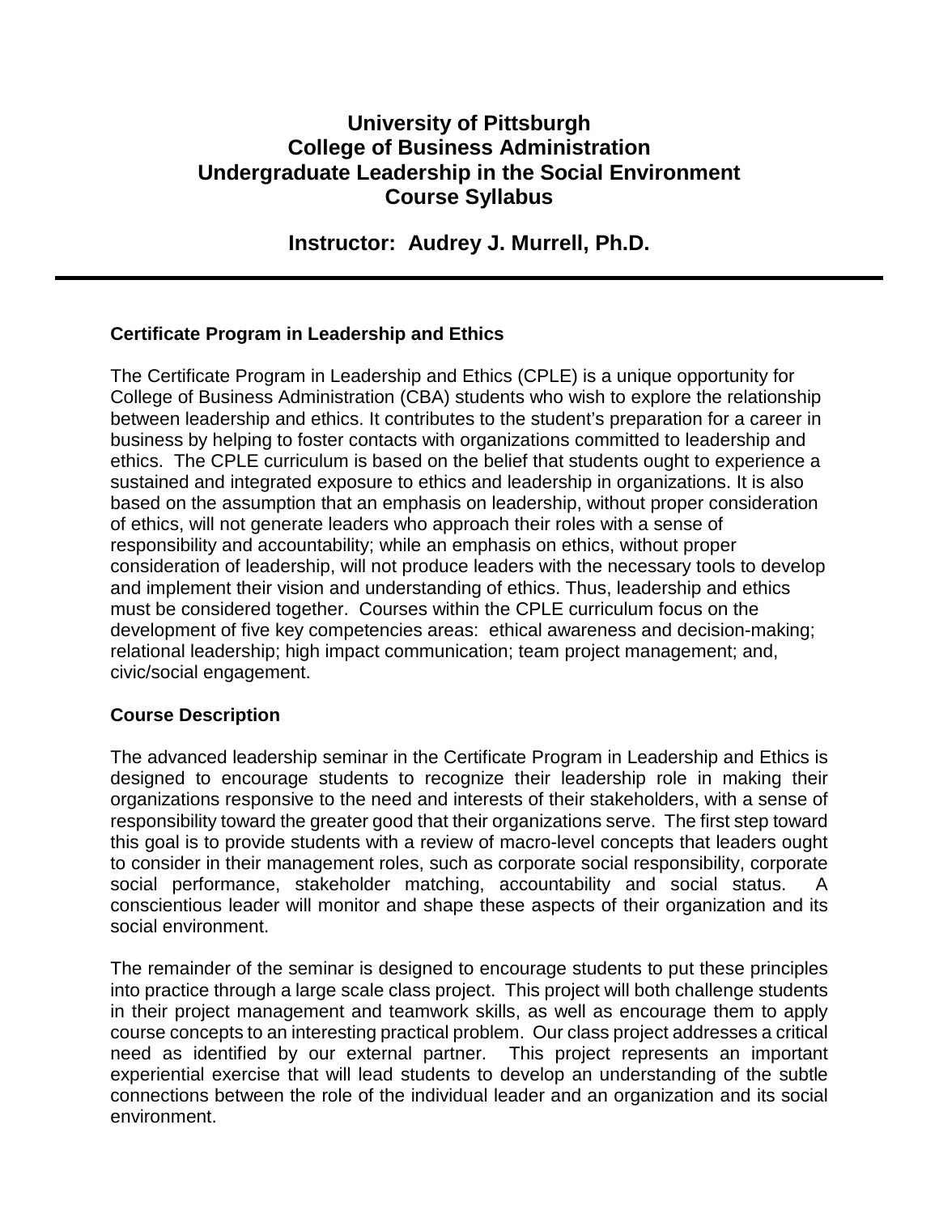# University of Pittsburgh
# College of Business Administration
# Undergraduate Leadership in the Social Environment
# Course Syllabus

## Instructor: Audrey J. Murrell, Ph.D.

---

### Certificate Program in Leadership and Ethics

The Certificate Program in Leadership and Ethics (CPLE) is a unique opportunity for College of Business Administration (CBA) students who wish to explore the relationship between leadership and ethics. It contributes to the student's preparation for a career in business by helping to foster contacts with organizations committed to leadership and ethics. The CPLE curriculum is based on the belief that students ought to experience a sustained and integrated exposure to ethics and leadership in organizations. It is also based on the assumption that an emphasis on leadership, without proper consideration of ethics, will not generate leaders who approach their roles with a sense of responsibility and accountability; while an emphasis on ethics, without proper consideration of leadership, will not produce leaders with the necessary tools to develop and implement their vision and understanding of ethics. Thus, leadership and ethics must be considered together. Courses within the CPLE curriculum focus on the development of five key competencies areas: ethical awareness and decision-making; relational leadership; high impact communication; team project management; and, civic/social engagement.

### Course Description

The advanced leadership seminar in the Certificate Program in Leadership and Ethics is designed to encourage students to recognize their leadership role in making their organizations responsive to the need and interests of their stakeholders, with a sense of responsibility toward the greater good that their organizations serve. The first step toward this goal is to provide students with a review of macro-level concepts that leaders ought to consider in their management roles, such as corporate social responsibility, corporate social performance, stakeholder matching, accountability and social status. A conscientious leader will monitor and shape these aspects of their organization and its social environment.

The remainder of the seminar is designed to encourage students to put these principles into practice through a large scale class project. This project will both challenge students in their project management and teamwork skills, as well as encourage them to apply course concepts to an interesting practical problem. Our class project addresses a critical need as identified by our external partner. This project represents an important experiential exercise that will lead students to develop an understanding of the subtle connections between the role of the individual leader and an organization and its social environment.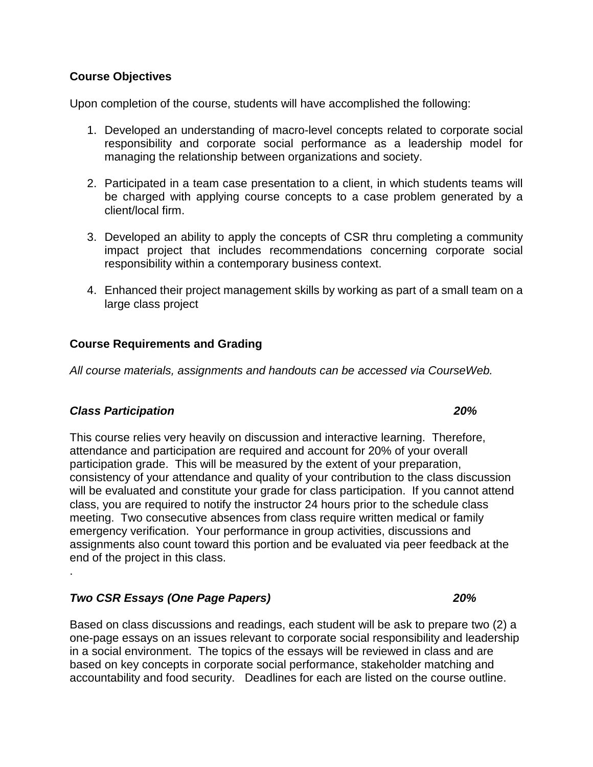**Course Objectives**

Upon completion of the course, students will have accomplished the following:

1. Developed an understanding of macro-level concepts related to corporate social responsibility and corporate social performance as a leadership model for managing the relationship between organizations and society.

2. Participated in a team case presentation to a client, in which students teams will be charged with applying course concepts to a case problem generated by a client/local firm.

3. Developed an ability to apply the concepts of CSR thru completing a community impact project that includes recommendations concerning corporate social responsibility within a contemporary business context.

4. Enhanced their project management skills by working as part of a small team on a large class project

**Course Requirements and Grading**

*All course materials, assignments and handouts can be accessed via CourseWeb.*

***Class Participation*** ***20%***

This course relies very heavily on discussion and interactive learning. Therefore, attendance and participation are required and account for 20% of your overall participation grade. This will be measured by the extent of your preparation, consistency of your attendance and quality of your contribution to the class discussion will be evaluated and constitute your grade for class participation. If you cannot attend class, you are required to notify the instructor 24 hours prior to the schedule class meeting. Two consecutive absences from class require written medical or family emergency verification. Your performance in group activities, discussions and assignments also count toward this portion and be evaluated via peer feedback at the end of the project in this class.

.

***Two CSR Essays (One Page Papers)*** ***20%***

Based on class discussions and readings, each student will be ask to prepare two (2) a one-page essays on an issues relevant to corporate social responsibility and leadership in a social environment. The topics of the essays will be reviewed in class and are based on key concepts in corporate social performance, stakeholder matching and accountability and food security. Deadlines for each are listed on the course outline.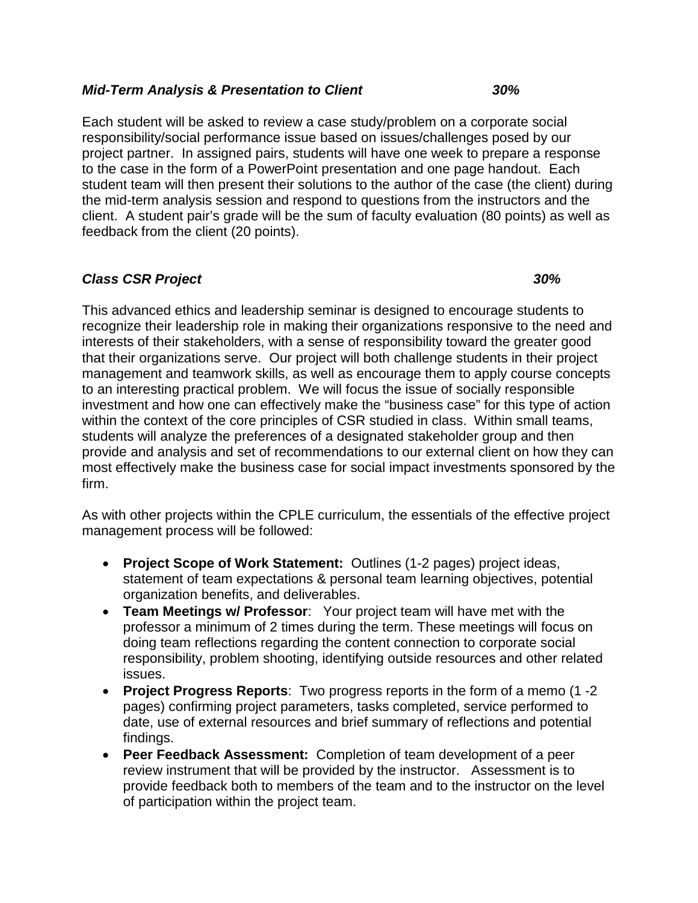***Mid-Term Analysis & Presentation to Client*** ***30%***

Each student will be asked to review a case study/problem on a corporate social responsibility/social performance issue based on issues/challenges posed by our project partner. In assigned pairs, students will have one week to prepare a response to the case in the form of a PowerPoint presentation and one page handout. Each student team will then present their solutions to the author of the case (the client) during the mid-term analysis session and respond to questions from the instructors and the client. A student pair's grade will be the sum of faculty evaluation (80 points) as well as feedback from the client (20 points).

***Class CSR Project*** ***30%***

This advanced ethics and leadership seminar is designed to encourage students to recognize their leadership role in making their organizations responsive to the need and interests of their stakeholders, with a sense of responsibility toward the greater good that their organizations serve. Our project will both challenge students in their project management and teamwork skills, as well as encourage them to apply course concepts to an interesting practical problem. We will focus the issue of socially responsible investment and how one can effectively make the "business case" for this type of action within the context of the core principles of CSR studied in class. Within small teams, students will analyze the preferences of a designated stakeholder group and then provide and analysis and set of recommendations to our external client on how they can most effectively make the business case for social impact investments sponsored by the firm.

As with other projects within the CPLE curriculum, the essentials of the effective project management process will be followed:

- **Project Scope of Work Statement:** Outlines (1-2 pages) project ideas, statement of team expectations & personal team learning objectives, potential organization benefits, and deliverables.
- **Team Meetings w/ Professor**: Your project team will have met with the professor a minimum of 2 times during the term. These meetings will focus on doing team reflections regarding the content connection to corporate social responsibility, problem shooting, identifying outside resources and other related issues.
- **Project Progress Reports**: Two progress reports in the form of a memo (1 -2 pages) confirming project parameters, tasks completed, service performed to date, use of external resources and brief summary of reflections and potential findings.
- **Peer Feedback Assessment:** Completion of team development of a peer review instrument that will be provided by the instructor. Assessment is to provide feedback both to members of the team and to the instructor on the level of participation within the project team.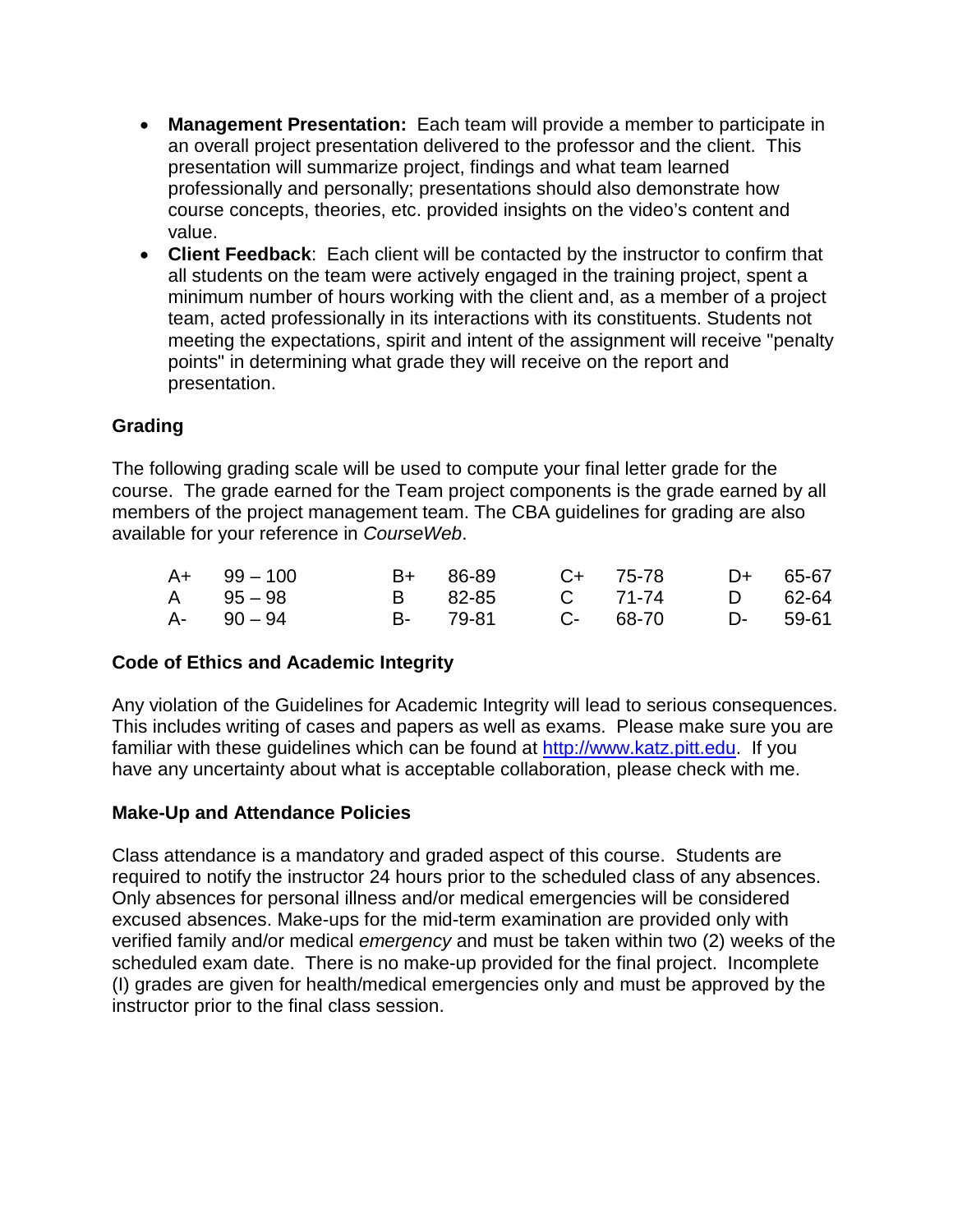- **Management Presentation:** Each team will provide a member to participate in an overall project presentation delivered to the professor and the client. This presentation will summarize project, findings and what team learned professionally and personally; presentations should also demonstrate how course concepts, theories, etc. provided insights on the video's content and value.
- **Client Feedback**: Each client will be contacted by the instructor to confirm that all students on the team were actively engaged in the training project, spent a minimum number of hours working with the client and, as a member of a project team, acted professionally in its interactions with its constituents. Students not meeting the expectations, spirit and intent of the assignment will receive "penalty points" in determining what grade they will receive on the report and presentation.

### Grading

The following grading scale will be used to compute your final letter grade for the course. The grade earned for the Team project components is the grade earned by all members of the project management team. The CBA guidelines for grading are also available for your reference in *CourseWeb*.

| | | | | | | | |
|---|---|---|---|---|---|---|---|
| A+ | 99 – 100 | B+ | 86-89 | C+ | 75-78 | D+ | 65-67 |
| A | 95 – 98 | B | 82-85 | C | 71-74 | D | 62-64 |
| A- | 90 – 94 | B- | 79-81 | C- | 68-70 | D- | 59-61 |

### Code of Ethics and Academic Integrity

Any violation of the Guidelines for Academic Integrity will lead to serious consequences. This includes writing of cases and papers as well as exams. Please make sure you are familiar with these guidelines which can be found at [http://www.katz.pitt.edu](http://www.katz.pitt.edu). If you have any uncertainty about what is acceptable collaboration, please check with me.

### Make-Up and Attendance Policies

Class attendance is a mandatory and graded aspect of this course. Students are required to notify the instructor 24 hours prior to the scheduled class of any absences. Only absences for personal illness and/or medical emergencies will be considered excused absences. Make-ups for the mid-term examination are provided only with verified family and/or medical *emergency* and must be taken within two (2) weeks of the scheduled exam date. There is no make-up provided for the final project. Incomplete (I) grades are given for health/medical emergencies only and must be approved by the instructor prior to the final class session.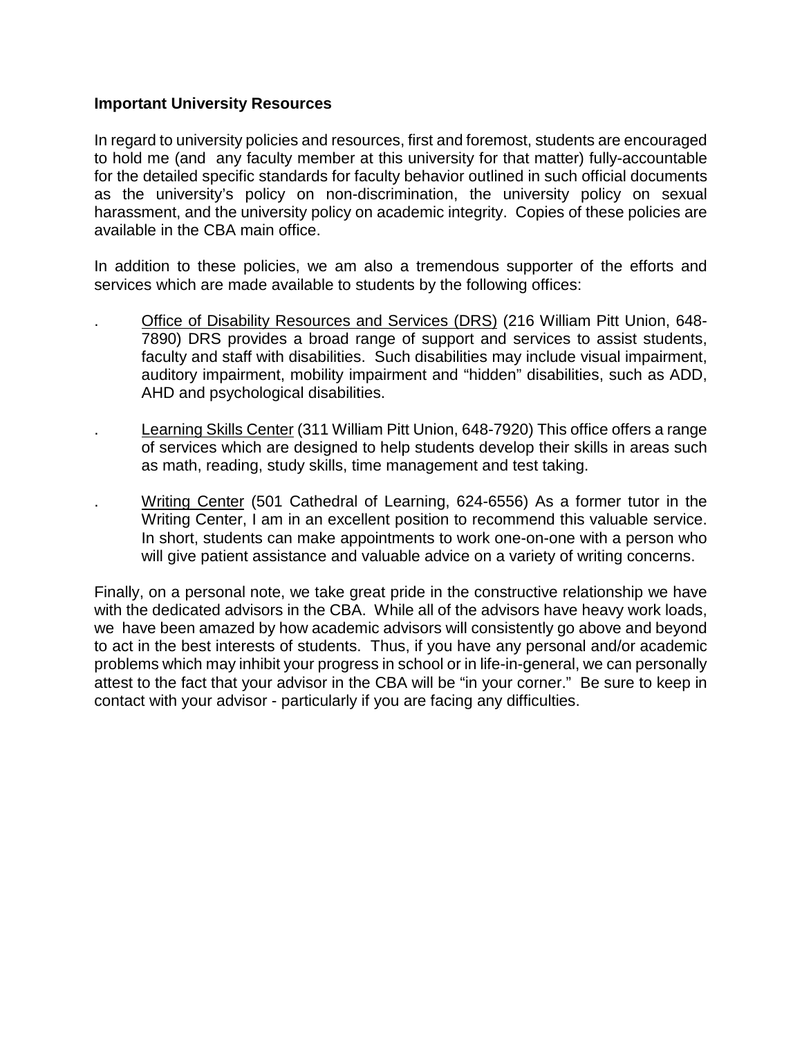**Important University Resources**

In regard to university policies and resources, first and foremost, students are encouraged to hold me (and any faculty member at this university for that matter) fully-accountable for the detailed specific standards for faculty behavior outlined in such official documents as the university's policy on non-discrimination, the university policy on sexual harassment, and the university policy on academic integrity. Copies of these policies are available in the CBA main office.

In addition to these policies, we am also a tremendous supporter of the efforts and services which are made available to students by the following offices:

- Office of Disability Resources and Services (DRS) (216 William Pitt Union, 648-7890) DRS provides a broad range of support and services to assist students, faculty and staff with disabilities. Such disabilities may include visual impairment, auditory impairment, mobility impairment and "hidden" disabilities, such as ADD, AHD and psychological disabilities.

- Learning Skills Center (311 William Pitt Union, 648-7920) This office offers a range of services which are designed to help students develop their skills in areas such as math, reading, study skills, time management and test taking.

- Writing Center (501 Cathedral of Learning, 624-6556) As a former tutor in the Writing Center, I am in an excellent position to recommend this valuable service. In short, students can make appointments to work one-on-one with a person who will give patient assistance and valuable advice on a variety of writing concerns.

Finally, on a personal note, we take great pride in the constructive relationship we have with the dedicated advisors in the CBA. While all of the advisors have heavy work loads, we have been amazed by how academic advisors will consistently go above and beyond to act in the best interests of students. Thus, if you have any personal and/or academic problems which may inhibit your progress in school or in life-in-general, we can personally attest to the fact that your advisor in the CBA will be "in your corner." Be sure to keep in contact with your advisor - particularly if you are facing any difficulties.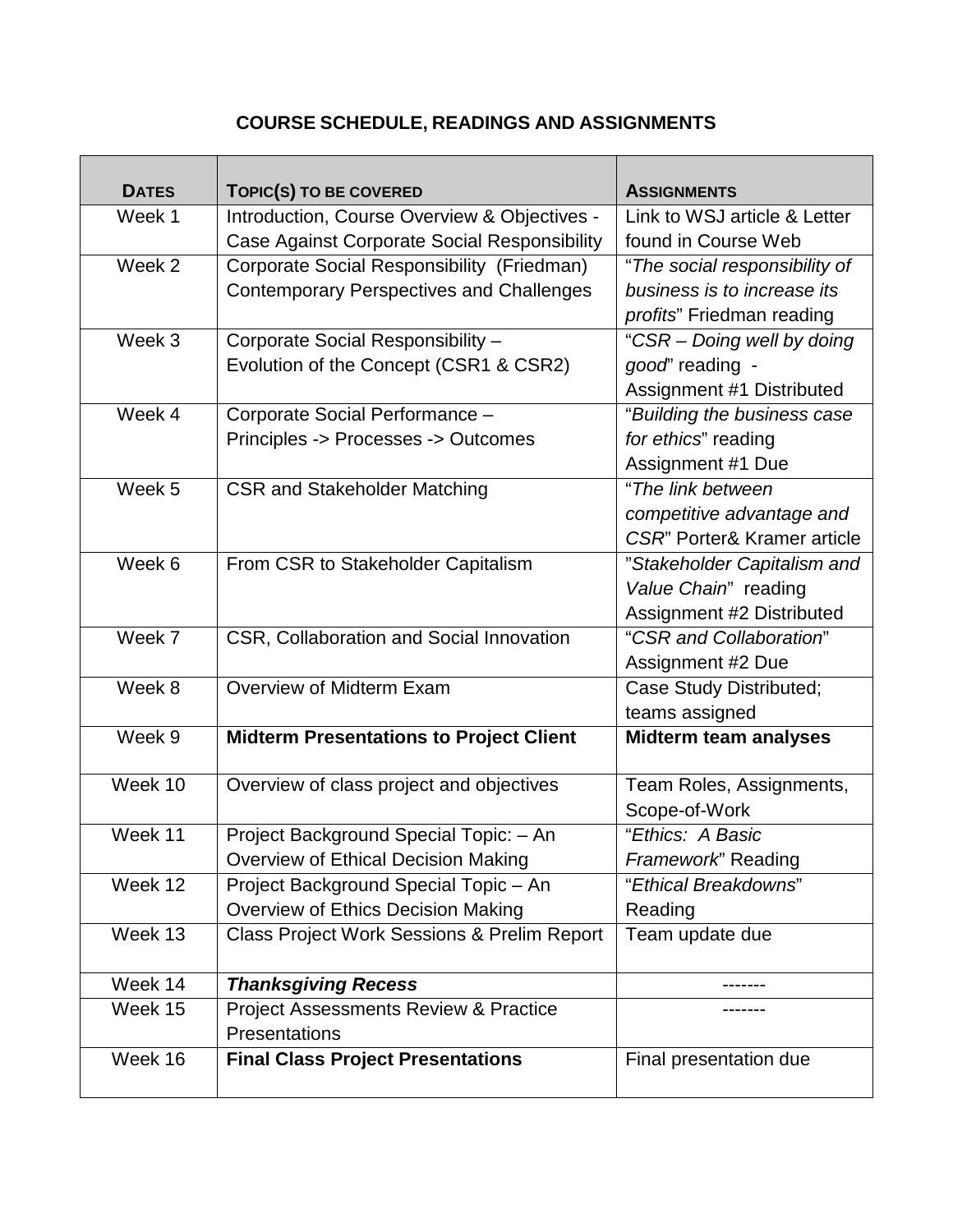# COURSE SCHEDULE, READINGS AND ASSIGNMENTS

| DATES | TOPIC(S) TO BE COVERED | ASSIGNMENTS |
|---|---|---|
| Week 1 | Introduction, Course Overview & Objectives - Case Against Corporate Social Responsibility | Link to WSJ article & Letter found in Course Web |
| Week 2 | Corporate Social Responsibility (Friedman) Contemporary Perspectives and Challenges | "*The social responsibility of business is to increase its profits*" Friedman reading |
| Week 3 | Corporate Social Responsibility – Evolution of the Concept (CSR1 & CSR2) | "*CSR – Doing well by doing good*" reading - Assignment #1 Distributed |
| Week 4 | Corporate Social Performance – Principles -> Processes -> Outcomes | "*Building the business case for ethics*" reading Assignment #1 Due |
| Week 5 | CSR and Stakeholder Matching | "*The link between competitive advantage and CSR*" Porter& Kramer article |
| Week 6 | From CSR to Stakeholder Capitalism | "*Stakeholder Capitalism and Value Chain*" reading Assignment #2 Distributed |
| Week 7 | CSR, Collaboration and Social Innovation | "*CSR and Collaboration*" Assignment #2 Due |
| Week 8 | Overview of Midterm Exam | Case Study Distributed; teams assigned |
| Week 9 | **Midterm Presentations to Project Client** | **Midterm team analyses** |
| Week 10 | Overview of class project and objectives | Team Roles, Assignments, Scope-of-Work |
| Week 11 | Project Background Special Topic: – An Overview of Ethical Decision Making | "*Ethics: A Basic Framework*" Reading |
| Week 12 | Project Background Special Topic – An Overview of Ethics Decision Making | "*Ethical Breakdowns*" Reading |
| Week 13 | Class Project Work Sessions & Prelim Report | Team update due |
| Week 14 | ***Thanksgiving Recess*** | ------- |
| Week 15 | Project Assessments Review & Practice Presentations | ------- |
| Week 16 | **Final Class Project Presentations** | Final presentation due |